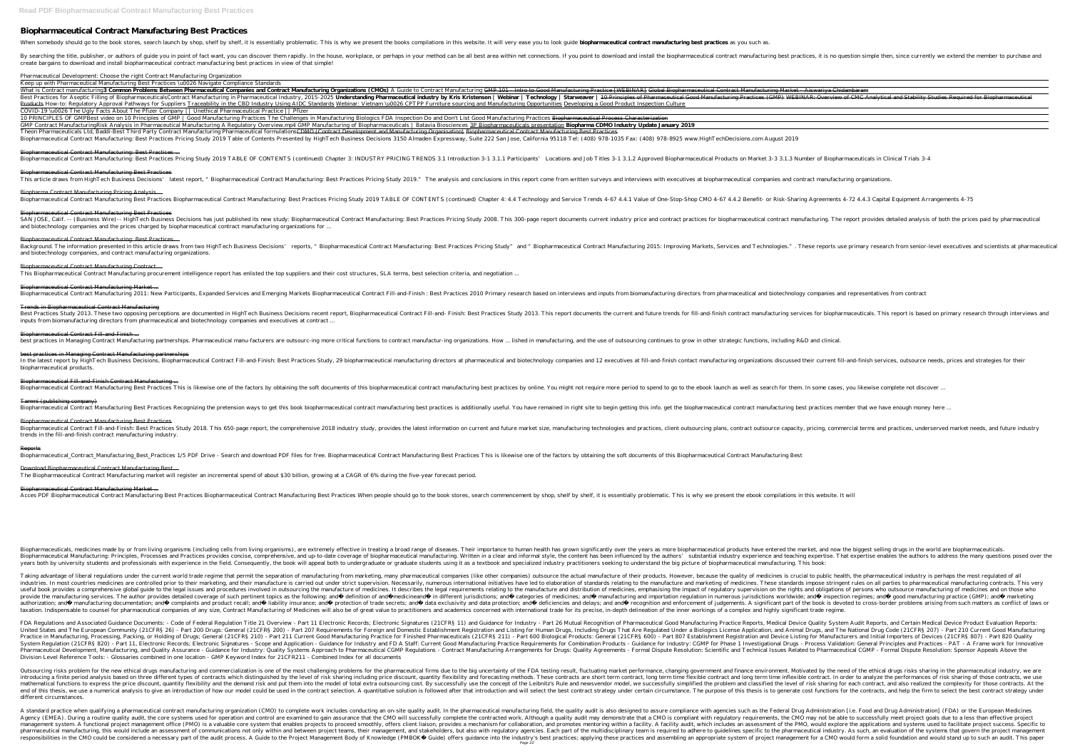# Biopharmaceutical Contract Manufacturing Best Practices

When somebody should go to the book stores, search launch by shop, shelf by shelf, it is essentially problematic. This is why we present the books compilations in this website. It will very ease you to look guide **biopharmaceutical contract manufacturing best practices** as you such as.

By searching the title, publisher, or authors of guide you in point of fact want, you can discover them rapidly. In the house, workplace, or perhaps in your method can be all best area within net connections. If you point to download and install the biopharmaceutical contract manufacturing best practices, it is no question simple then, since currently we extend the member to purchase and create bargains to download and install biopharmaceutical contract manufacturing best practices in view of that simple!

*Pharmaceutical Development: Choose the right Contract Manufacturing Organization*

Keep up with Pharmaceutical Manufacturing Best Practices \u0026 Navigate Compliance Standards

What is Contract manufacturing**3 Common Problems Between Pharmaceutical Companies and Contract Manufacturing Organizations (CMOs)** A Guide to Contract Manufacturing GMP 101 - Intro to Good Manufacturing Practice [WEBINAR] Global Biopharmaceutical Contract Manufacturing Market - Aiswariya Chidambaram

Best Practices for Aseptic Filling of Biopharmaceuticals*Contract Manufacturing in Pharmaceutical Industry, 2015-2025* **Understanding Pharmaceutical industry by Kris Kristensen | Webinar | Technology | Starweaver |** 10 Principles of Pharmaceutical Good Manufacturing Practices (GMP) WEBINAR: Overview of CMC Analytical and Stability Studies Required for Biopharmaceutical Products How-to: Regulatory Approval Pathways for Suppliers Traceability in the CBD Industry Using AIDC Standards Webinar: Vietnam \u0026 CPTPP Furniture sourcing and Manufacturing Opportunities Developing a Good Product Inspection Culture

COVID-19 \u0026 The Ugly Facts About The Pfizer Company || Unethical Pharmaceutical Practice || Pfizer

10 PRINCIPLES OF GMP*Best video on 10 Principles of GMP | Good Manufacturing Practices* The Challenges in Manufacturing Biologics *FDA Inspection Do and Don't List Good Manufacturing Practices* Biopharmaceutical Process Characterization

GMP Contract Manufacturing*Risk Analysis in Pharmaceutical Manufacturing A Regulatory Overview.mp4 GMP Manufacturing of Biopharmaceuticals | Batavia Biosciences* 3P Biopharmaceuticals presentation **Biopharma CDMO Industry Update January 2019**

Theon Pharmaceuticals Ltd, Baddi-Best Third Party Contract Manufacturing Pharmaceutical formulations CDMO (Contract Development and Manufacturing Organisations) Biopharmaceutical Contract Manufacturing Best Practices

Biopharmaceutical Contract Manufacturing: Best Practices Pricing Study 2019 Table of Contents Presented by HighTech Business Decisions 3150 Almaden Expressway, Suite 222 San Jose, California 95118 Tel: (408) 978-1035 Fax: (408) 978-8925 www.HighTechDecisions.com August 2019

## Biopharmaceutical Contract Manufacturing: Best Practices ...

Biopharmaceutical Contract Manufacturing: Best Practices Pricing Study 2019 TABLE OF CONTENTS (continued) Chapter 3: INDUSTRY PRICING TRENDS 3.1 Introduction 3-1 3.1.1 Participants' Locations and Job Titles 3-1 3.1.2 Approved Biopharmaceutical Products on Market 3-3 3.1.3 Number of Biopharmaceuticals in Clinical Trials 3-4

## Biopharmaceutical Contract Manufacturing Best Practices

This article draws from HighTech Business Decisions' latest report, "Biopharmaceutical Contract Manufacturing: Best Practices Pricing Study 2019." The analysis and conclusions in this report come from written surveys and interviews with executives at biopharmaceutical companies and contract manufacturing organizations.

## Biopharma Contract Manufacturing Pricing Analysis ...

Biopharmaceutical Contract Manufacturing Best Practices Biopharmaceutical Contract Manufacturing: Best Practices Pricing Study 2019 TABLE OF CONTENTS (continued) Chapter 4: 4.4 Technology and Service Trends 4-67 4.4.1 Value of One-Stop-Shop CMO 4-67 4.4.2 Benefit- or Risk-Sharing Agreements 4-72 4.4.3 Capital Equipment Arrangements 4-75

## Biopharmaceutical Contract Manufacturing Best Practices

SAN JOSE, Calif.-- (Business Wire)-- HighTech Business Decisions has just published its new study: Biopharmaceutical Contract Manufacturing: Best Practices Pricing Study 2008. This 300-page report documents current industry price and contract practices for biopharmaceutical contract manufacturing. The report provides detailed analysis of both the prices paid by pharmaceutical and biotechnology companies and the prices charged by biopharmaceutical contract manufacturing organizations for ...

## Biopharmaceutical Contract Manufacturing: Best Practices ...

Background. The information presented in this article draws from two HighTech Business Decisions' reports, "Biopharmaceutical Contract Manufacturing: Best Practices Pricing Study" and "Biopharmaceutical Contract Manufacturing 2015: Improving Markets, Services and Technologies.". These reports use primary research from senior-level executives and scientists at pharmaceutical and biotechnology companies, and contract manufacturing organizations.

## Biopharmaceutical Contract Manufacturing Contract ...

This Biopharmaceutical Contract Manufacturing procurement intelligence report has enlisted the top suppliers and their cost structures, SLA terms, best selection criteria, and negotiation ...

## Biopharmaceutical Contract Manufacturing Market ...

Biopharmaceutical Contract Manufacturing 2011: New Participants, Expanded Services and Emerging Markets Biopharmaceutical Contract Fill-and-Finish : Best Practices 2010 Primary research based on interviews and inputs from biomanufacturing directors from pharmaceutical and biotechnology companies and representatives from contract

## Trends in Biopharmaceutical Contract Manufacturing

Best Practices Study 2013. These two opposing perceptions are documented in HighTech Business Decisions recent report, Biopharmaceutical Contract Fill-and- Finish: Best Practices Study 2013. This report documents the current and future trends for fill-and-finish contract manufacturing services for biopharmaceuticals. This report is based on primary research through interviews and inputs from biomanufacturing directors from pharmaceutical and biotechnology companies and executives at contract ...

## Biopharmaceutical Contract Fill-and-Finish ...

best practices in Managing Contract Manufacturing partnerships. Pharmaceutical manu-facturers are outsourc-ing more critical functions to contract manufactur-ing organizations. How ... lished in manufacturing, and the use of outsourcing continues to grow in other strategic functions, including R&D and clinical.

## best practices in Managing Contract Manufacturing partnerships

In the latest report by HighTech Business Decisions, Biopharmaceutical Contract Fill-and-Finish: Best Practices Study, 29 biopharmaceutical manufacturing directors at pharmaceutical and biotechnology companies and 12 executives at fill-and-finish contact manufacturing organizations discussed their current fill-and-finish services, outsource needs, prices and strategies for their biopharmaceutical products.

## Biopharmaceutical Fill-and-Finish Contract Manufacturing ...

Biopharmaceutical Contract Manufacturing Best Practices This is likewise one of the factors by obtaining the soft documents of this biopharmaceutical contract manufacturing best practices by online. You might not require more period to spend to go to the ebook launch as well as search for them. In some cases, you likewise complete not discover ...

## Tammi (publishing company)

Biopharmaceutical Contract Manufacturing Best Practices Recognizing the pretension ways to get this book biopharmaceutical contract manufacturing best practices is additionally useful. You have remained in right site to begin getting this info. get the biopharmaceutical contract manufacturing best practices member that we have enough money here ...

## Biopharmaceutical Contract Manufacturing Best Practices

Biopharmaceutical Contract Fill-and-Finish: Best Practices Study 2018. This 650-page report, the comprehensive 2018 industry study, provides the latest information on current and future market size, manufacturing technologies and practices, client outsourcing plans, contract outsource capacity, pricing, commercial terms and practices, underserved market needs, and future industry trends in the fill-and-finish contract manufacturing industry.

## Reports

Biopharmaceutical_Contract_Manufacturing_Best_Practices 1/5 PDF Drive - Search and download PDF files for free. Biopharmaceutical Contract Manufacturing Best Practices This is likewise one of the factors by obtaining the soft documents of this Biopharmaceutical Contract Manufacturing Best

## Download Biopharmaceutical Contract Manufacturing Best ...

The Biopharmaceutical Contract Manufacturing market will register an incremental spend of about $30 billion, growing at a CAGR of 6% during the five-year forecast period.

## Biopharmaceutical Contract Manufacturing Market ...

Acces PDF Biopharmaceutical Contract Manufacturing Best Practices Biopharmaceutical Contract Manufacturing Best Practices When people should go to the book stores, search commencement by shop, shelf by shelf, it is essentially problematic. This is why we present the ebook compilations in this website. It will

Biopharmaceuticals, medicines made by or from living organisms (including cells from living organisms), are extremely effective in treating a broad range of diseases. Their importance to human health has grown significantly over the years as more biopharmaceutical products have entered the market, and now the biggest selling drugs in the world are biopharmaceuticals. Biopharmaceutical Manufacturing: Principles, Processes and Practices provides concise, comprehensive, and up-to-date coverage of biopharmaceutical manufacturing. Written in a clear and informal style, the content has been influenced by the authors' substantial industry experience and teaching expertise. That expertise enables the authors to address the many questions posed over the years both by university students and professionals with experience in the field. Consequently, the book will appeal both to undergraduate or graduate students using it as a textbook and specialized industry practitioners seeking to understand the big picture of biopharmaceutical manufacturing. This book:

Taking advantage of liberal regulations under the current world trade regime that permit the separation of manufacturing from marketing, many pharmaceutical companies (like other companies) outsource the actual manufacture of their products. However, because the quality of medicines is crucial to public health, the pharmaceutical industry is perhaps the most regulated of all industries. In most countries medicines are controlled prior to their marketing, and their manufacture is carried out under strict supervision. Necessarily, numerous international initiatives have led to elaboration of standards relating to the manufacture and marketing of medicines. These standards impose stringent rules on all parties to pharmaceutical manufacturing contracts. This very useful book provides a comprehensive global guide to the legal issues and procedures involved in outsourcing the manufacture of medicines. It describes the legal requirements relating to the manufacture and distribution of medicines, emphasising the impact of regulatory supervision on the rights and obligations of persons who outsource manufacturing of medicines and on those who provide the manufacturing services. The author provides detailed coverage of such pertinent topics as the following: and definition of and medicines and in different jurisdictions; and categories of medicines; and manufacturing and importation regulation in numerous jurisdictions worldwide; and inspection regimes; and good manufacturing practice (GMP); and marketing authorization; and manufacturing documentation; and complaints and product recall; and liability insurance; and protection of trade secrets; and data exclusivity and data protection; and deficiencies and delays; and and recognition and enforcement of judgements. A significant part of the book is devoted to cross-border problems arising from such matters as conflict of laws or taxation. Indispensable to counsel for pharmaceutical companies of any size, Contract Manufacturing of Medicines will also be of great value to practitioners and academics concerned with international trade for its precise, in-depth delineation of the inner workings of a complex and highly significant trade regime.

FDA Regulations and Associated Guidance Documents: - Code of Federal Regulation Title 21 Overview - Part 11 Electronic Records; Electronic Signatures (21CFR§ 11) and Guidance for Industry - Part 26 Mutual Recognition of Pharmaceutical Good Manufacturing Practice Reports, Medical Device Quality System Audit Reports, and Certain Medical Device Product Evaluation Reports: United States and The European Community (21CFR§ 26) - Part 200 Drugs: General (21CFR§ 200) - Part 207 Requirements for Foreign and Domestic Establishment Registration and Listing for Human Drugs, Including Drugs That Are Regulated Under a Biologics License Application, and Animal Drugs, and The National Drug Code (21CFR§ 207) - Part 210 Current Good Manufacturing Practice in Manufacturing, Processing, Packing, or Holding of Drugs; General (21CFR§ 210) - Part 211 Current Good Manufacturing Practice for Finished Pharmaceuticals (21CFR§ 211) - Part 600 Biological Products: General (21CFR§ 600) - Part 807 Establishment Registration and Device Listing for Manufacturers and Initial Importers of Devices (21CFR§ 807) - Part 820 Quality System Regulation (21CFR§ 820) - Part 11, Electronic Records; Electronic Signatures - Scope and Application - Guidance for Industry and FDA Staff: Current Good Manufacturing Practice Requirements for Combination Products - Guidance for Industry: CGMP for Phase 1 Investigational Drugs - Process Validation: General Principles and Practices - PAT - A Frame work for Innovative Pharmaceutical Development, Manufacturing, and Quality Assurance - Guidance for Industry: Quality Systems Approach to Pharmaceutical CGMP Regulations - Contract Manufacturing Arrangements for Drugs: Quality Agreements - Formal Dispute Resolution: Scientific and Technical Issues Related to Pharmaceutical CGMP - Formal Dispute Resolution: Sponsor Appeals Above the Division Level Reference Tools: - Glossaries combined in one location - GMP Keyword Index for 21CFR211 - Combined Index for all documents

Outsourcing risks problem for the new ethical drugs manufacturing and commercialization is one of the most challenging problems for the pharmaceutical firms due to the big uncertainty of the FDA testing result, fluctuating market performance, changing government and finance environment. Motivated by the need of the ethical drugs risks sharing in the pharmaceutical industry, we are introducing a finite period analysis based on three different types of contracts which distinguished by the level of risk sharing including price discount, quantity flexibility and forecasting methods. These contracts are short term contract, long term time flexible contract and long term time inflexible contract. In order to analyze the performances of risk sharing of those contracts, we use mathematical functions to express the price discount, quantity flexibility and the demand risk and put them into the model of total extra outsourcing cost. By successfully use the concept of the Leibnitz's Rule and newsvendor model, we successfully simplified the problem and classified the level of risk sharing for each contract, and also realized the complexity for those contracts. At the end of this thesis, we use a numerical analysis to give an introduction of how our model could be used in the contract selection. A quantitative solution is followed after that introduction and will select the best contract strategy under certain circumstance. The purpose of this thesis is to generate cost functions for the contracts, and help the firm to select the best contract strategy under different circumstances.

A standard practice when qualifying a pharmaceutical contract manufacturing organization (CMO) to complete work includes conducting an on-site quality audit. In the pharmaceutical manufacturing field, the quality audit is also designed to assure compliance with agencies such as the Federal Drug Administration [i.e. Food and Drug Administration] (FDA) or the European Medicines Agency (EMEA). During a routine quality audit, the core systems used for operation and control are examined to gain assurance that the CMO will successfully complete the contracted work. Although a quality audit may demonstrate that a CMO is compliant with regulatory requirements, the CMO may not be able to successfully meet project goals due to a less than effective project management system. A functional project management office (PMO) is a valuable core system that enables projects to proceed smoothly, offers client liaison, provides a mechanism for collaboration, and promotes mentoring within a facility. A facility audit, which includes an assessment of the PMO, would explore the applications and systems used to facilitate project success. Specific to pharmaceutical manufacturing, this would include an assessment of communications not only within and between project teams, their management, and stakeholders, but also with regulatory agencies. Each part of the multidisciplinary team is required to adhere to guidelines specific to the pharmaceutical industry. As such, an evaluation of the systems that govern the project management responsibilities in the CMO could be considered a necessary part of the audit process. A Guide to the Project Management Body of Knowledge (PMBOK® Guide) offers guidance into the industry's best practices; applying these practices and assembling an appropriate system of project management for a CMO would form a solid foundation and would stand up to such an audit. This paper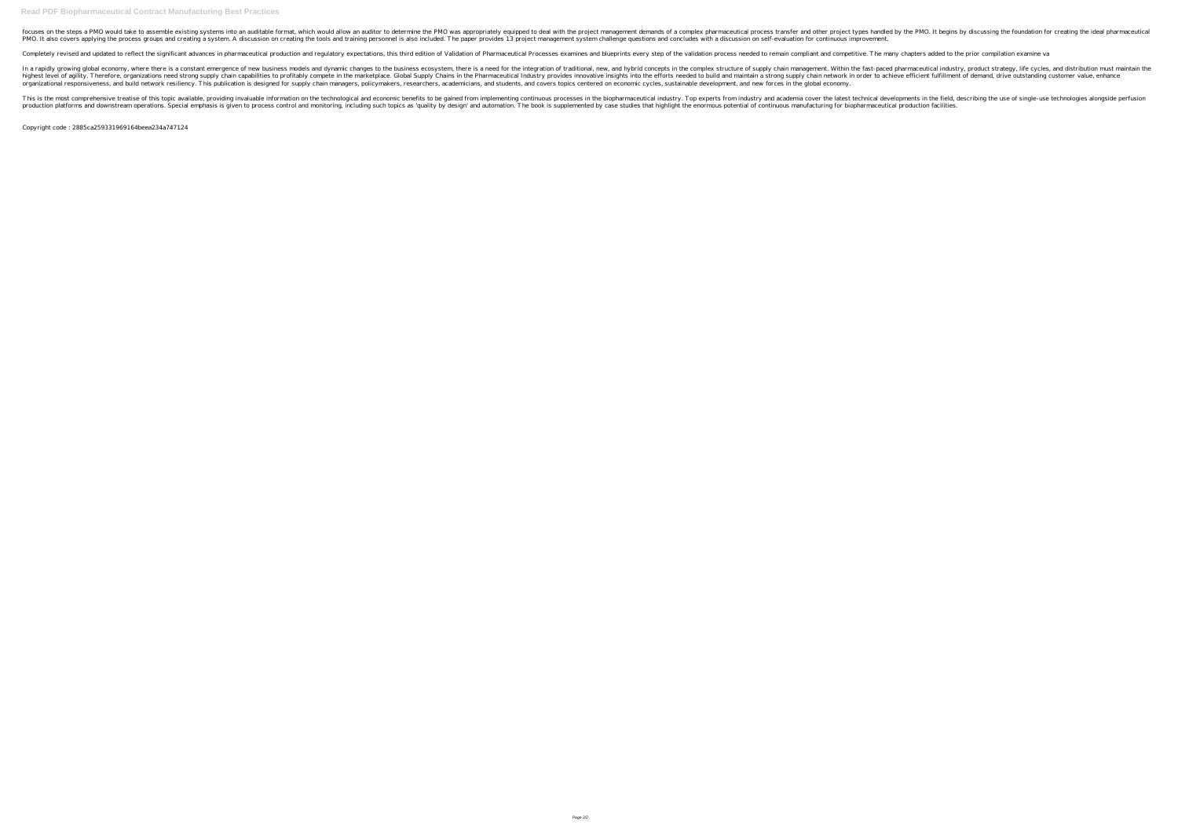focuses on the steps a PMO would take to assemble existing systems into an auditable format, which would allow an auditor to determine the PMO was appropriately equipped to deal with the project management demands of a complex pharmaceutical process transfer and other project types handled by the PMO. It begins by discussing the foundation for creating the ideal pharmaceutical PMO. It also covers applying the process groups and creating a system. A discussion on creating the tools and training personnel is also included. The paper provides 13 project management system challenge questions and concludes with a discussion on self-evaluation for continuous improvement.

Completely revised and updated to reflect the significant advances in pharmaceutical production and regulatory expectations, this third edition of Validation of Pharmaceutical Processes examines and blueprints every step of the validation process needed to remain compliant and competitive. The many chapters added to the prior compilation examine va

In a rapidly growing global economy, where there is a constant emergence of new business models and dynamic changes to the business ecosystem, there is a need for the integration of traditional, new, and hybrid concepts in the complex structure of supply chain management. Within the fast-paced pharmaceutical industry, product strategy, life cycles, and distribution must maintain the highest level of agility. Therefore, organizations need strong supply chain capabilities to profitably compete in the marketplace. Global Supply Chains in the Pharmaceutical Industry provides innovative insights into the efforts needed to build and maintain a strong supply chain network in order to achieve efficient fulfillment of demand, drive outstanding customer value, enhance organizational responsiveness, and build network resiliency. This publication is designed for supply chain managers, policymakers, researchers, academicians, and students, and covers topics centered on economic cycles, sustainable development, and new forces in the global economy.

This is the most comprehensive treatise of this topic available, providing invaluable information on the technological and economic benefits to be gained from implementing continuous processes in the biopharmaceutical industry. Top experts from industry and academia cover the latest technical developments in the field, describing the use of single-use technologies alongside perfusion production platforms and downstream operations. Special emphasis is given to process control and monitoring, including such topics as 'quality by design' and automation. The book is supplemented by case studies that highlight the enormous potential of continuous manufacturing for biopharmaceutical production facilities.

Copyright code : 2885ca259331969164beea234a747124